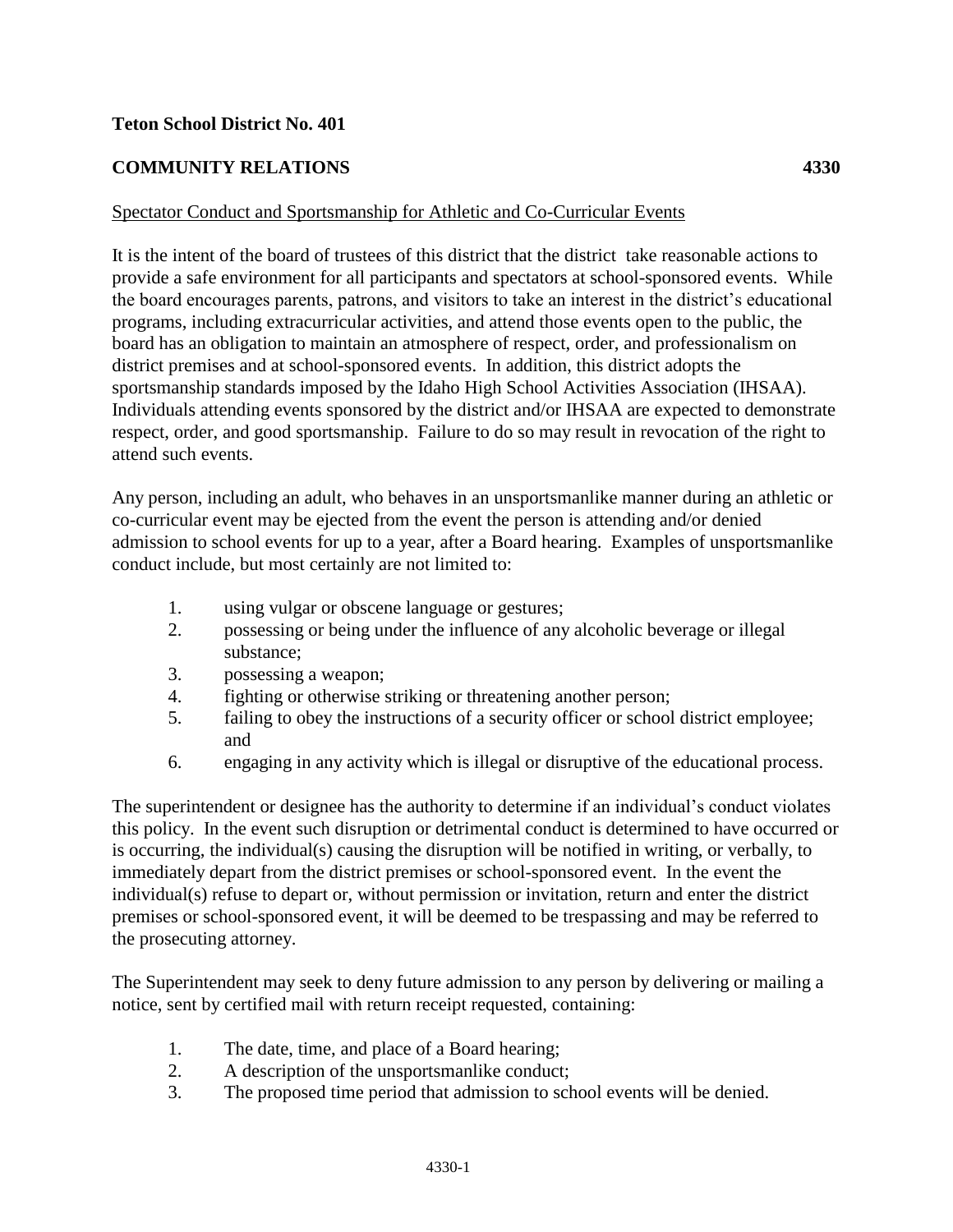**Teton School District No. 401**

**COMMUNITY RELATIONS 4330**

Spectator Conduct and Sportsmanship for Athletic and Co-Curricular Events

It is the intent of the board of trustees of this district that the district take reasonable actions to provide a safe environment for all participants and spectators at school-sponsored events. While the board encourages parents, patrons, and visitors to take an interest in the district's educational programs, including extracurricular activities, and attend those events open to the public, the board has an obligation to maintain an atmosphere of respect, order, and professionalism on district premises and at school-sponsored events. In addition, this district adopts the sportsmanship standards imposed by the Idaho High School Activities Association (IHSAA). Individuals attending events sponsored by the district and/or IHSAA are expected to demonstrate respect, order, and good sportsmanship. Failure to do so may result in revocation of the right to attend such events.

Any person, including an adult, who behaves in an unsportsmanlike manner during an athletic or co-curricular event may be ejected from the event the person is attending and/or denied admission to school events for up to a year, after a Board hearing. Examples of unsportsmanlike conduct include, but most certainly are not limited to:

1. using vulgar or obscene language or gestures;
2. possessing or being under the influence of any alcoholic beverage or illegal substance;
3. possessing a weapon;
4. fighting or otherwise striking or threatening another person;
5. failing to obey the instructions of a security officer or school district employee; and
6. engaging in any activity which is illegal or disruptive of the educational process.

The superintendent or designee has the authority to determine if an individual's conduct violates this policy. In the event such disruption or detrimental conduct is determined to have occurred or is occurring, the individual(s) causing the disruption will be notified in writing, or verbally, to immediately depart from the district premises or school-sponsored event. In the event the individual(s) refuse to depart or, without permission or invitation, return and enter the district premises or school-sponsored event, it will be deemed to be trespassing and may be referred to the prosecuting attorney.

The Superintendent may seek to deny future admission to any person by delivering or mailing a notice, sent by certified mail with return receipt requested, containing:

1. The date, time, and place of a Board hearing;
2. A description of the unsportsmanlike conduct;
3. The proposed time period that admission to school events will be denied.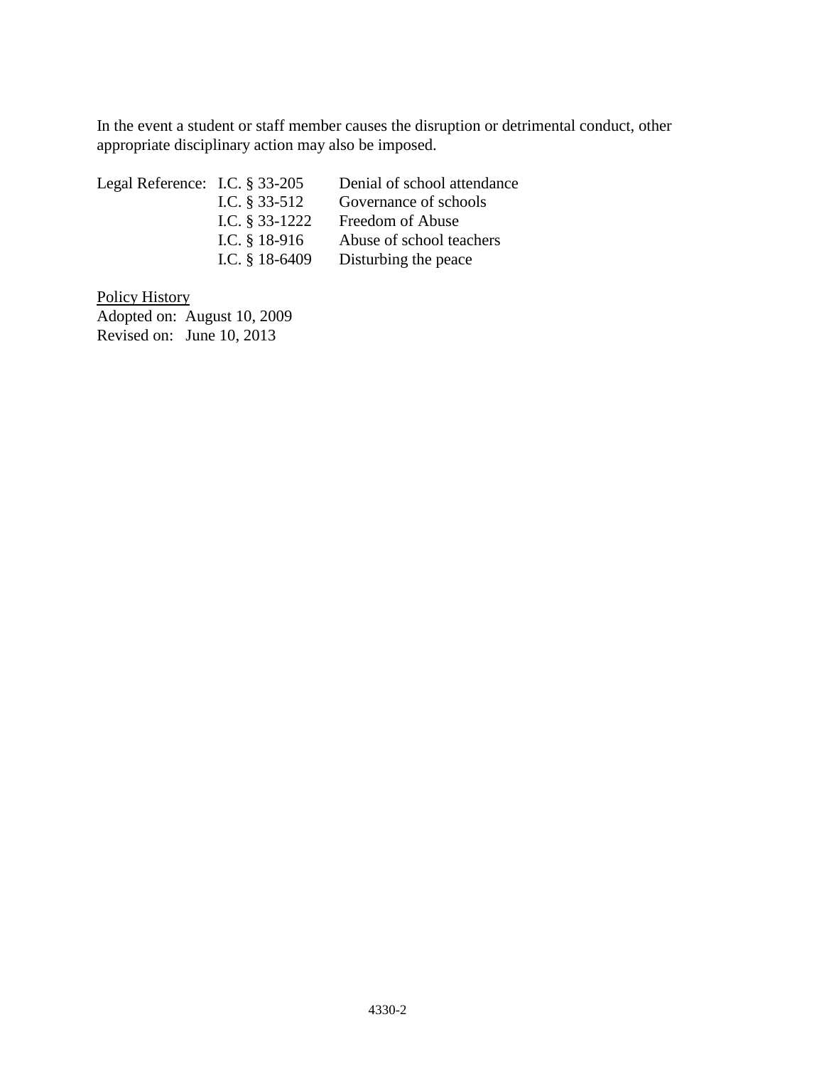In the event a student or staff member causes the disruption or detrimental conduct, other appropriate disciplinary action may also be imposed.

| | | |
|---|---|---|
| Legal Reference: | I.C. § 33-205 | Denial of school attendance |
| | I.C. § 33-512 | Governance of schools |
| | I.C. § 33-1222 | Freedom of Abuse |
| | I.C. § 18-916 | Abuse of school teachers |
| | I.C. § 18-6409 | Disturbing the peace |

<u>Policy History</u>
Adopted on: August 10, 2009
Revised on: June 10, 2013